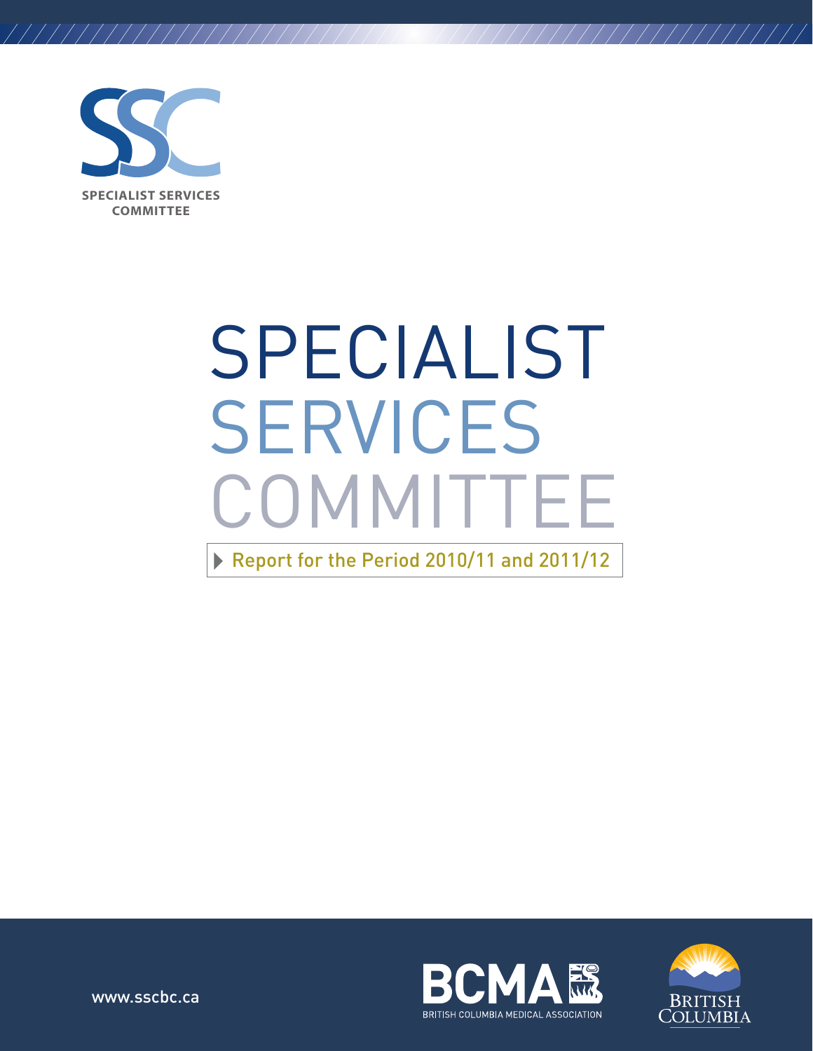SSC

SPECIALIST SERVICES COMMITTEE

# SPECIALIST SERVICES COMMITTEE

Report for the Period 2010/11 and 2011/12

www.sscbc.ca

BCMA BRITISH COLUMBIA MEDICAL ASSOCIATION

BRITISH COLUMBIA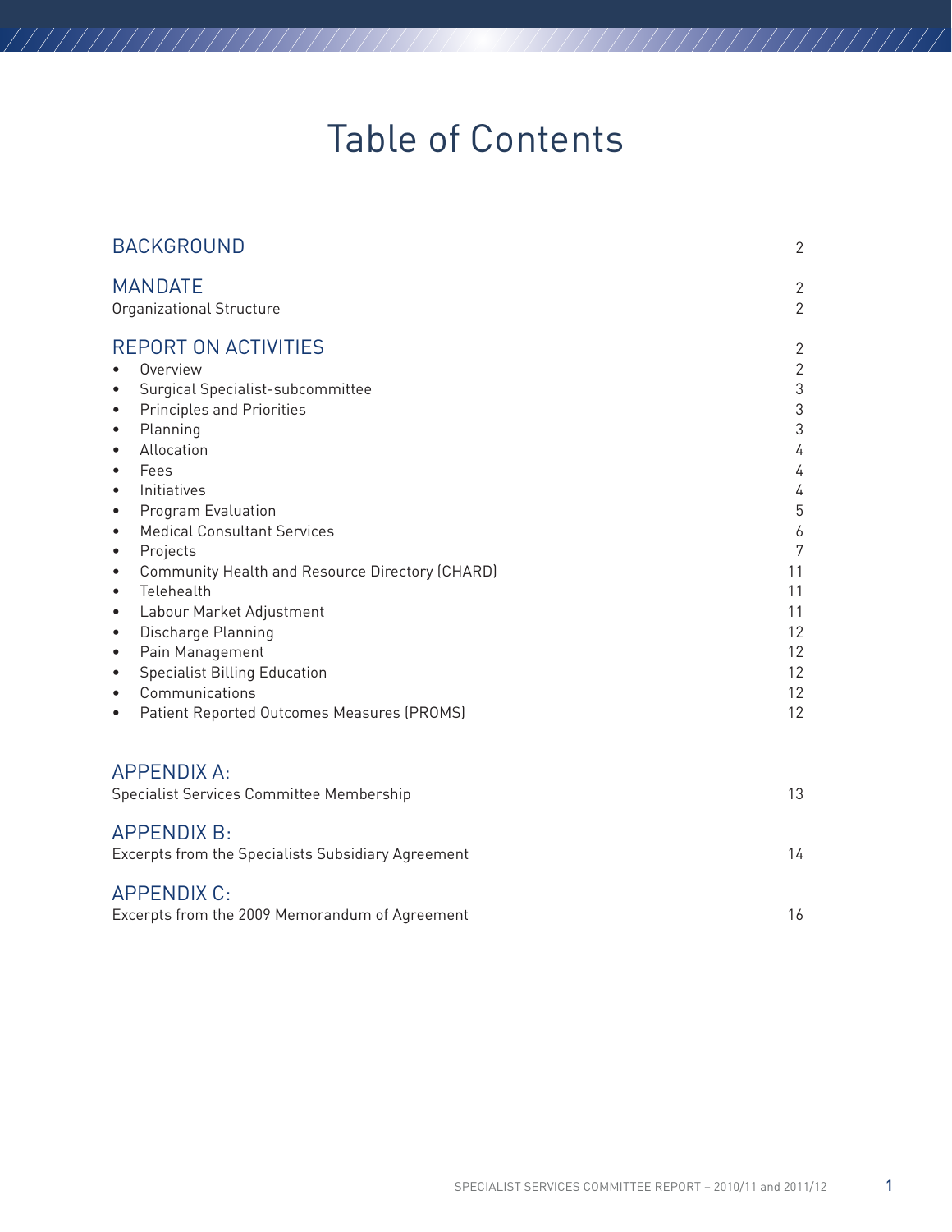# Table of Contents

| | |
|---|---|
| BACKGROUND | 2 |
| MANDATE | 2 |
| Organizational Structure | 2 |
| REPORT ON ACTIVITIES | 2 |
| • Overview | 2 |
| • Surgical Specialist-subcommittee | 3 |
| • Principles and Priorities | 3 |
| • Planning | 3 |
| • Allocation | 4 |
| • Fees | 4 |
| • Initiatives | 4 |
| • Program Evaluation | 5 |
| • Medical Consultant Services | 6 |
| • Projects | 7 |
| • Community Health and Resource Directory (CHARD) | 11 |
| • Telehealth | 11 |
| • Labour Market Adjustment | 11 |
| • Discharge Planning | 12 |
| • Pain Management | 12 |
| • Specialist Billing Education | 12 |
| • Communications | 12 |
| • Patient Reported Outcomes Measures (PROMS) | 12 |
| APPENDIX A: Specialist Services Committee Membership | 13 |
| APPENDIX B: Excerpts from the Specialists Subsidiary Agreement | 14 |
| APPENDIX C: Excerpts from the 2009 Memorandum of Agreement | 16 |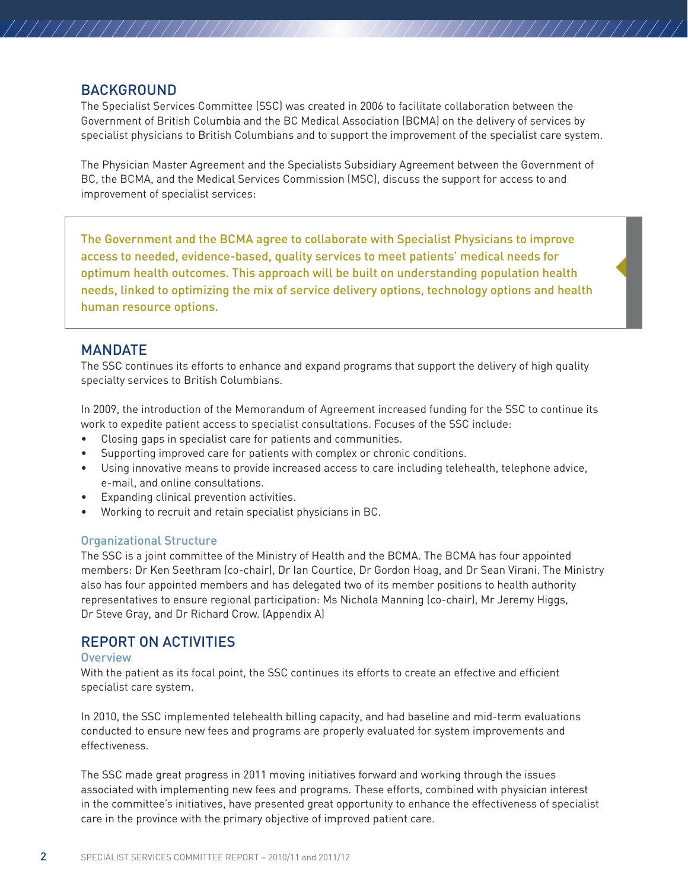## BACKGROUND

The Specialist Services Committee (SSC) was created in 2006 to facilitate collaboration between the Government of British Columbia and the BC Medical Association (BCMA) on the delivery of services by specialist physicians to British Columbians and to support the improvement of the specialist care system.

The Physician Master Agreement and the Specialists Subsidiary Agreement between the Government of BC, the BCMA, and the Medical Services Commission (MSC), discuss the support for access to and improvement of specialist services:

> The Government and the BCMA agree to collaborate with Specialist Physicians to improve access to needed, evidence-based, quality services to meet patients' medical needs for optimum health outcomes. This approach will be built on understanding population health needs, linked to optimizing the mix of service delivery options, technology options and health human resource options.

## MANDATE

The SSC continues its efforts to enhance and expand programs that support the delivery of high quality specialty services to British Columbians.

In 2009, the introduction of the Memorandum of Agreement increased funding for the SSC to continue its work to expedite patient access to specialist consultations. Focuses of the SSC include:

- Closing gaps in specialist care for patients and communities.
- Supporting improved care for patients with complex or chronic conditions.
- Using innovative means to provide increased access to care including telehealth, telephone advice, e-mail, and online consultations.
- Expanding clinical prevention activities.
- Working to recruit and retain specialist physicians in BC.

### Organizational Structure

The SSC is a joint committee of the Ministry of Health and the BCMA. The BCMA has four appointed members: Dr Ken Seethram (co-chair), Dr Ian Courtice, Dr Gordon Hoag, and Dr Sean Virani. The Ministry also has four appointed members and has delegated two of its member positions to health authority representatives to ensure regional participation: Ms Nichola Manning (co-chair), Mr Jeremy Higgs, Dr Steve Gray, and Dr Richard Crow. (Appendix A)

## REPORT ON ACTIVITIES

### Overview

With the patient as its focal point, the SSC continues its efforts to create an effective and efficient specialist care system.

In 2010, the SSC implemented telehealth billing capacity, and had baseline and mid-term evaluations conducted to ensure new fees and programs are properly evaluated for system improvements and effectiveness.

The SSC made great progress in 2011 moving initiatives forward and working through the issues associated with implementing new fees and programs. These efforts, combined with physician interest in the committee's initiatives, have presented great opportunity to enhance the effectiveness of specialist care in the province with the primary objective of improved patient care.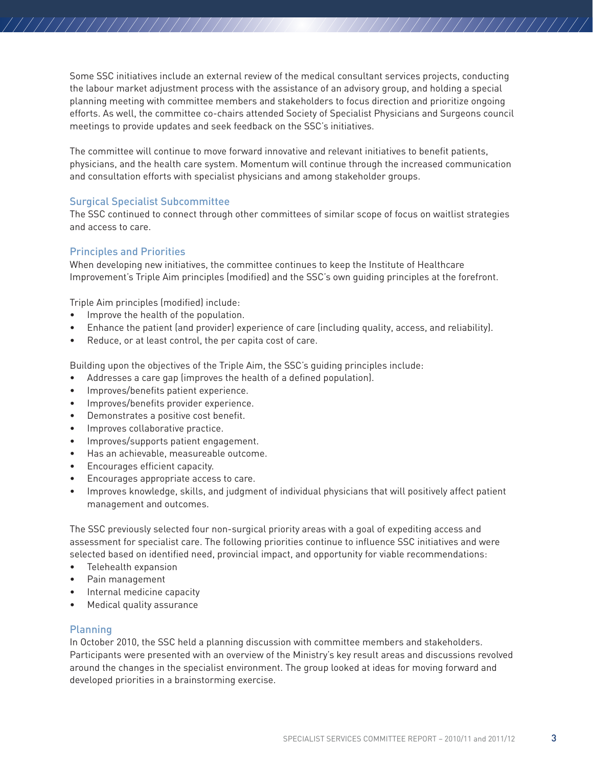Some SSC initiatives include an external review of the medical consultant services projects, conducting the labour market adjustment process with the assistance of an advisory group, and holding a special planning meeting with committee members and stakeholders to focus direction and prioritize ongoing efforts. As well, the committee co-chairs attended Society of Specialist Physicians and Surgeons council meetings to provide updates and seek feedback on the SSC's initiatives.

The committee will continue to move forward innovative and relevant initiatives to benefit patients, physicians, and the health care system. Momentum will continue through the increased communication and consultation efforts with specialist physicians and among stakeholder groups.

### Surgical Specialist Subcommittee

The SSC continued to connect through other committees of similar scope of focus on waitlist strategies and access to care.

### Principles and Priorities

When developing new initiatives, the committee continues to keep the Institute of Healthcare Improvement's Triple Aim principles (modified) and the SSC's own guiding principles at the forefront.

Triple Aim principles (modified) include:

- Improve the health of the population.
- Enhance the patient (and provider) experience of care (including quality, access, and reliability).
- Reduce, or at least control, the per capita cost of care.

Building upon the objectives of the Triple Aim, the SSC's guiding principles include:

- Addresses a care gap (improves the health of a defined population).
- Improves/benefits patient experience.
- Improves/benefits provider experience.
- Demonstrates a positive cost benefit.
- Improves collaborative practice.
- Improves/supports patient engagement.
- Has an achievable, measureable outcome.
- Encourages efficient capacity.
- Encourages appropriate access to care.
- Improves knowledge, skills, and judgment of individual physicians that will positively affect patient management and outcomes.

The SSC previously selected four non-surgical priority areas with a goal of expediting access and assessment for specialist care. The following priorities continue to influence SSC initiatives and were selected based on identified need, provincial impact, and opportunity for viable recommendations:

- Telehealth expansion
- Pain management
- Internal medicine capacity
- Medical quality assurance

### Planning

In October 2010, the SSC held a planning discussion with committee members and stakeholders. Participants were presented with an overview of the Ministry's key result areas and discussions revolved around the changes in the specialist environment. The group looked at ideas for moving forward and developed priorities in a brainstorming exercise.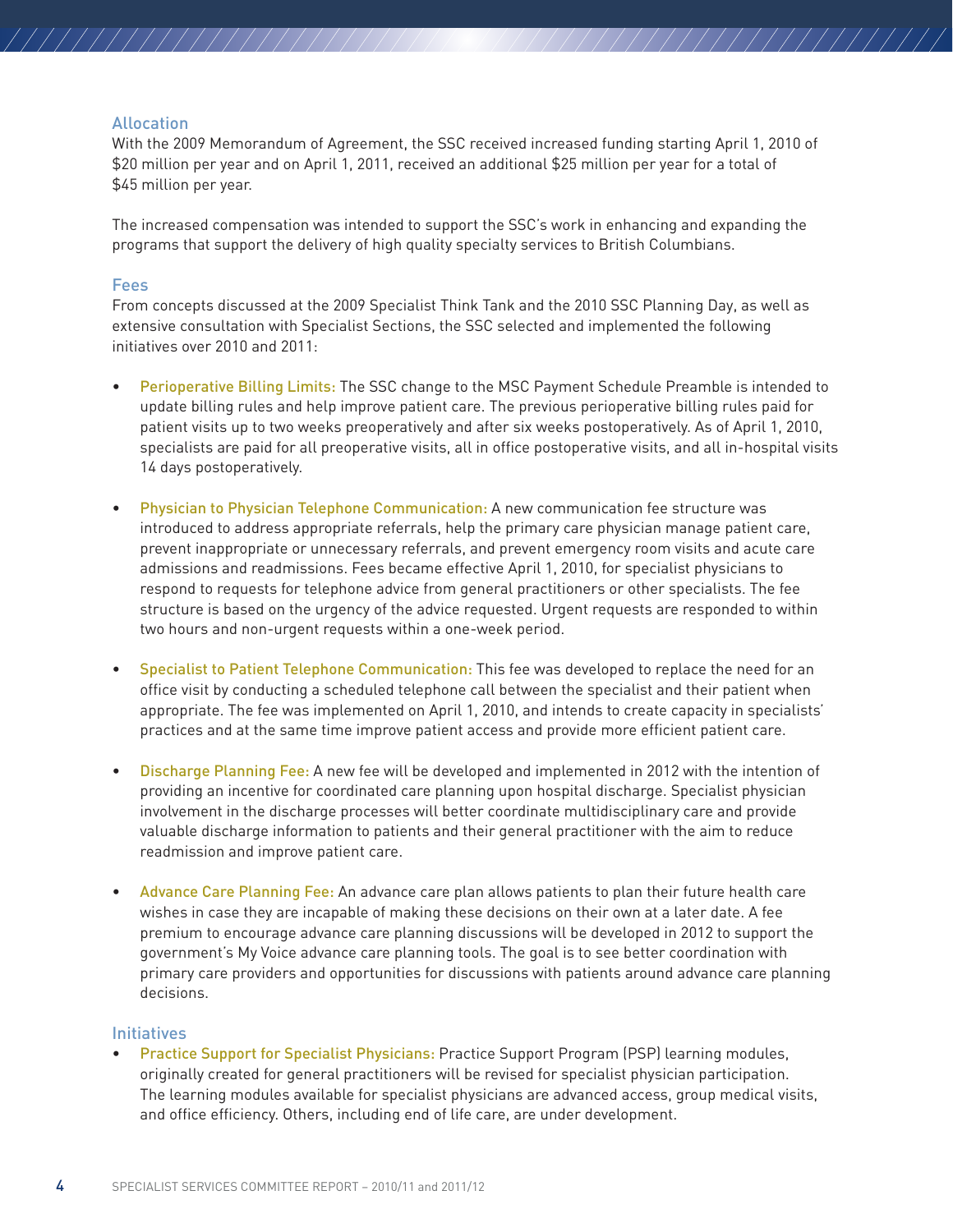### Allocation

With the 2009 Memorandum of Agreement, the SSC received increased funding starting April 1, 2010 of $20 million per year and on April 1, 2011, received an additional $25 million per year for a total of $45 million per year.

The increased compensation was intended to support the SSC's work in enhancing and expanding the programs that support the delivery of high quality specialty services to British Columbians.

### Fees

From concepts discussed at the 2009 Specialist Think Tank and the 2010 SSC Planning Day, as well as extensive consultation with Specialist Sections, the SSC selected and implemented the following initiatives over 2010 and 2011:

- **Perioperative Billing Limits:** The SSC change to the MSC Payment Schedule Preamble is intended to update billing rules and help improve patient care. The previous perioperative billing rules paid for patient visits up to two weeks preoperatively and after six weeks postoperatively. As of April 1, 2010, specialists are paid for all preoperative visits, all in office postoperative visits, and all in-hospital visits 14 days postoperatively.

- **Physician to Physician Telephone Communication:** A new communication fee structure was introduced to address appropriate referrals, help the primary care physician manage patient care, prevent inappropriate or unnecessary referrals, and prevent emergency room visits and acute care admissions and readmissions. Fees became effective April 1, 2010, for specialist physicians to respond to requests for telephone advice from general practitioners or other specialists. The fee structure is based on the urgency of the advice requested. Urgent requests are responded to within two hours and non-urgent requests within a one-week period.

- **Specialist to Patient Telephone Communication:** This fee was developed to replace the need for an office visit by conducting a scheduled telephone call between the specialist and their patient when appropriate. The fee was implemented on April 1, 2010, and intends to create capacity in specialists' practices and at the same time improve patient access and provide more efficient patient care.

- **Discharge Planning Fee:** A new fee will be developed and implemented in 2012 with the intention of providing an incentive for coordinated care planning upon hospital discharge. Specialist physician involvement in the discharge processes will better coordinate multidisciplinary care and provide valuable discharge information to patients and their general practitioner with the aim to reduce readmission and improve patient care.

- **Advance Care Planning Fee:** An advance care plan allows patients to plan their future health care wishes in case they are incapable of making these decisions on their own at a later date. A fee premium to encourage advance care planning discussions will be developed in 2012 to support the government's My Voice advance care planning tools. The goal is to see better coordination with primary care providers and opportunities for discussions with patients around advance care planning decisions.

### Initiatives

- **Practice Support for Specialist Physicians:** Practice Support Program (PSP) learning modules, originally created for general practitioners will be revised for specialist physician participation. The learning modules available for specialist physicians are advanced access, group medical visits, and office efficiency. Others, including end of life care, are under development.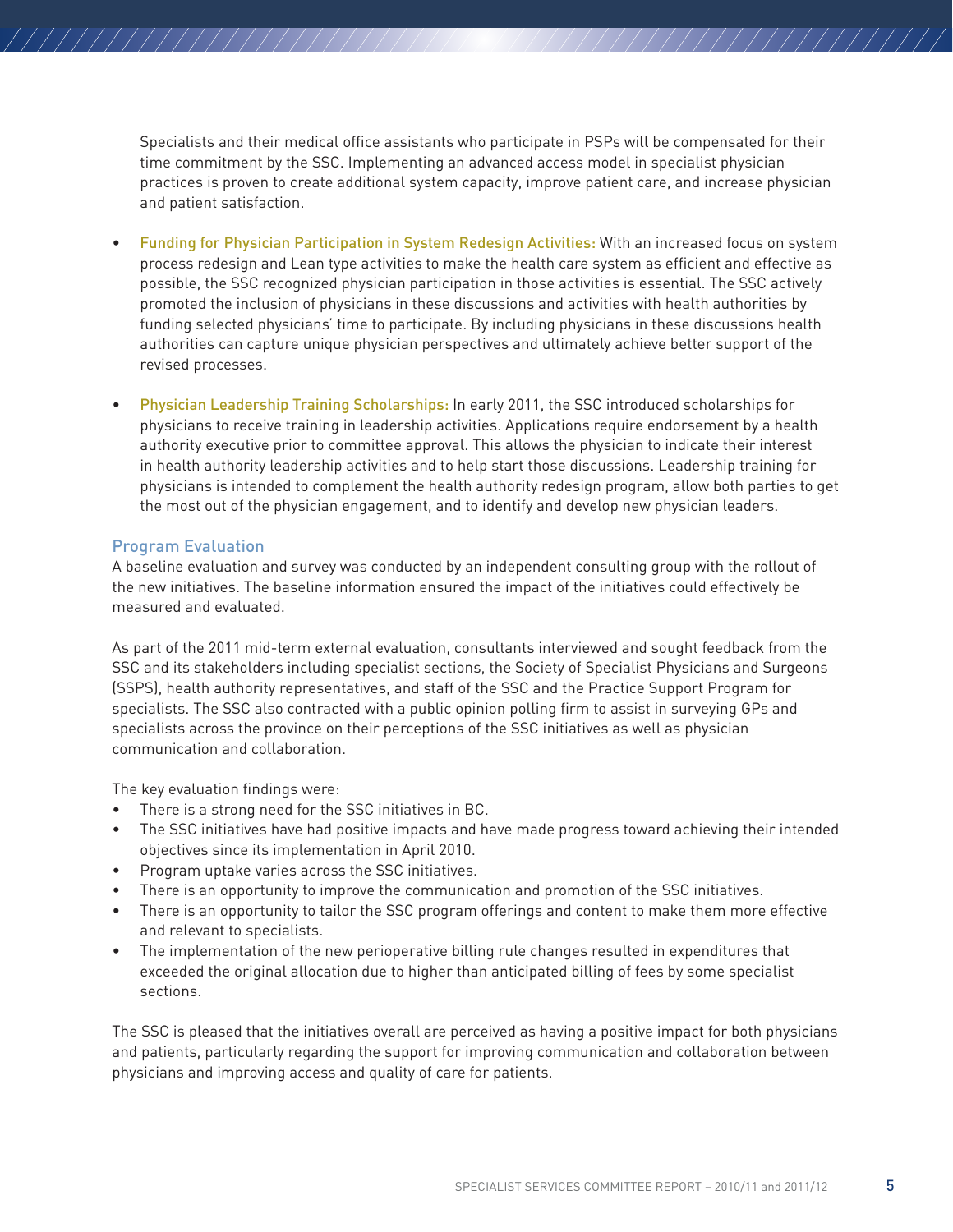Specialists and their medical office assistants who participate in PSPs will be compensated for their time commitment by the SSC. Implementing an advanced access model in specialist physician practices is proven to create additional system capacity, improve patient care, and increase physician and patient satisfaction.

- **Funding for Physician Participation in System Redesign Activities:** With an increased focus on system process redesign and Lean type activities to make the health care system as efficient and effective as possible, the SSC recognized physician participation in those activities is essential. The SSC actively promoted the inclusion of physicians in these discussions and activities with health authorities by funding selected physicians' time to participate. By including physicians in these discussions health authorities can capture unique physician perspectives and ultimately achieve better support of the revised processes.

- **Physician Leadership Training Scholarships:** In early 2011, the SSC introduced scholarships for physicians to receive training in leadership activities. Applications require endorsement by a health authority executive prior to committee approval. This allows the physician to indicate their interest in health authority leadership activities and to help start those discussions. Leadership training for physicians is intended to complement the health authority redesign program, allow both parties to get the most out of the physician engagement, and to identify and develop new physician leaders.

## Program Evaluation

A baseline evaluation and survey was conducted by an independent consulting group with the rollout of the new initiatives. The baseline information ensured the impact of the initiatives could effectively be measured and evaluated.

As part of the 2011 mid-term external evaluation, consultants interviewed and sought feedback from the SSC and its stakeholders including specialist sections, the Society of Specialist Physicians and Surgeons (SSPS), health authority representatives, and staff of the SSC and the Practice Support Program for specialists. The SSC also contracted with a public opinion polling firm to assist in surveying GPs and specialists across the province on their perceptions of the SSC initiatives as well as physician communication and collaboration.

The key evaluation findings were:

- There is a strong need for the SSC initiatives in BC.
- The SSC initiatives have had positive impacts and have made progress toward achieving their intended objectives since its implementation in April 2010.
- Program uptake varies across the SSC initiatives.
- There is an opportunity to improve the communication and promotion of the SSC initiatives.
- There is an opportunity to tailor the SSC program offerings and content to make them more effective and relevant to specialists.
- The implementation of the new perioperative billing rule changes resulted in expenditures that exceeded the original allocation due to higher than anticipated billing of fees by some specialist sections.

The SSC is pleased that the initiatives overall are perceived as having a positive impact for both physicians and patients, particularly regarding the support for improving communication and collaboration between physicians and improving access and quality of care for patients.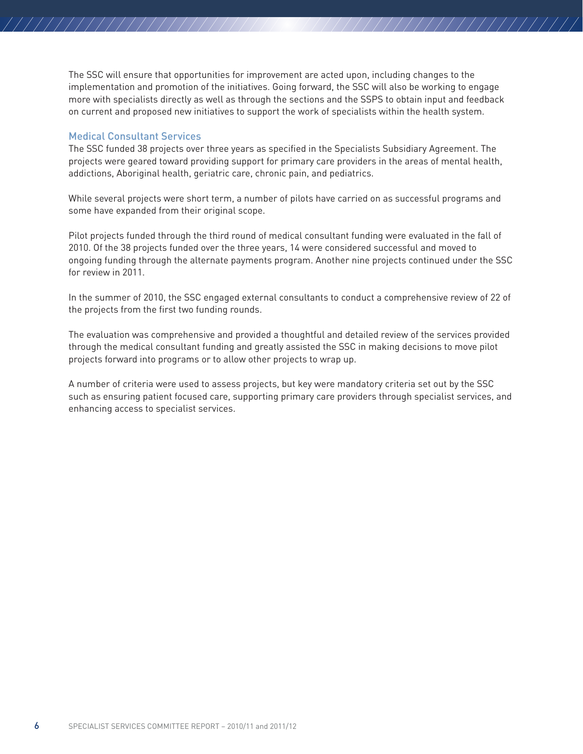The SSC will ensure that opportunities for improvement are acted upon, including changes to the implementation and promotion of the initiatives. Going forward, the SSC will also be working to engage more with specialists directly as well as through the sections and the SSPS to obtain input and feedback on current and proposed new initiatives to support the work of specialists within the health system.

## Medical Consultant Services

The SSC funded 38 projects over three years as specified in the Specialists Subsidiary Agreement. The projects were geared toward providing support for primary care providers in the areas of mental health, addictions, Aboriginal health, geriatric care, chronic pain, and pediatrics.

While several projects were short term, a number of pilots have carried on as successful programs and some have expanded from their original scope.

Pilot projects funded through the third round of medical consultant funding were evaluated in the fall of 2010. Of the 38 projects funded over the three years, 14 were considered successful and moved to ongoing funding through the alternate payments program. Another nine projects continued under the SSC for review in 2011.

In the summer of 2010, the SSC engaged external consultants to conduct a comprehensive review of 22 of the projects from the first two funding rounds.

The evaluation was comprehensive and provided a thoughtful and detailed review of the services provided through the medical consultant funding and greatly assisted the SSC in making decisions to move pilot projects forward into programs or to allow other projects to wrap up.

A number of criteria were used to assess projects, but key were mandatory criteria set out by the SSC such as ensuring patient focused care, supporting primary care providers through specialist services, and enhancing access to specialist services.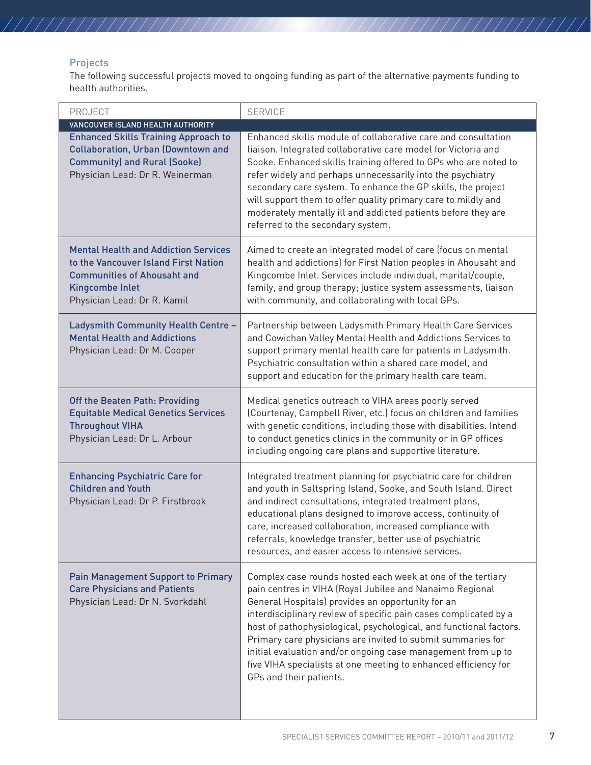## Projects

The following successful projects moved to ongoing funding as part of the alternative payments funding to health authorities.

| PROJECT | SERVICE |
|---|---|
| **VANCOUVER ISLAND HEALTH AUTHORITY** | |
| **Enhanced Skills Training Approach to Collaboration, Urban (Downtown and Community) and Rural (Sooke)**<br>Physician Lead: Dr R. Weinerman | Enhanced skills module of collaborative care and consultation liaison. Integrated collaborative care model for Victoria and Sooke. Enhanced skills training offered to GPs who are noted to refer widely and perhaps unnecessarily into the psychiatry secondary care system. To enhance the GP skills, the project will support them to offer quality primary care to mildly and moderately mentally ill and addicted patients before they are referred to the secondary system. |
| **Mental Health and Addiction Services to the Vancouver Island First Nation Communities of Ahousaht and Kingcombe Inlet**<br>Physician Lead: Dr R. Kamil | Aimed to create an integrated model of care (focus on mental health and addictions) for First Nation peoples in Ahousaht and Kingcombe Inlet. Services include individual, marital/couple, family, and group therapy; justice system assessments, liaison with community, and collaborating with local GPs. |
| **Ladysmith Community Health Centre – Mental Health and Addictions**<br>Physician Lead: Dr M. Cooper | Partnership between Ladysmith Primary Health Care Services and Cowichan Valley Mental Health and Addictions Services to support primary mental health care for patients in Ladysmith. Psychiatric consultation within a shared care model, and support and education for the primary health care team. |
| **Off the Beaten Path: Providing Equitable Medical Genetics Services Throughout VIHA**<br>Physician Lead: Dr L. Arbour | Medical genetics outreach to VIHA areas poorly served (Courtenay, Campbell River, etc.) focus on children and families with genetic conditions, including those with disabilities. Intend to conduct genetics clinics in the community or in GP offices including ongoing care plans and supportive literature. |
| **Enhancing Psychiatric Care for Children and Youth**<br>Physician Lead: Dr P. Firstbrook | Integrated treatment planning for psychiatric care for children and youth in Saltspring Island, Sooke, and South Island. Direct and indirect consultations, integrated treatment plans, educational plans designed to improve access, continuity of care, increased collaboration, increased compliance with referrals, knowledge transfer, better use of psychiatric resources, and easier access to intensive services. |
| **Pain Management Support to Primary Care Physicians and Patients**<br>Physician Lead: Dr N. Svorkdahl | Complex case rounds hosted each week at one of the tertiary pain centres in VIHA (Royal Jubilee and Nanaimo Regional General Hospitals) provides an opportunity for an interdisciplinary review of specific pain cases complicated by a host of pathophysiological, psychological, and functional factors. Primary care physicians are invited to submit summaries for initial evaluation and/or ongoing case management from up to five VIHA specialists at one meeting to enhanced efficiency for GPs and their patients. |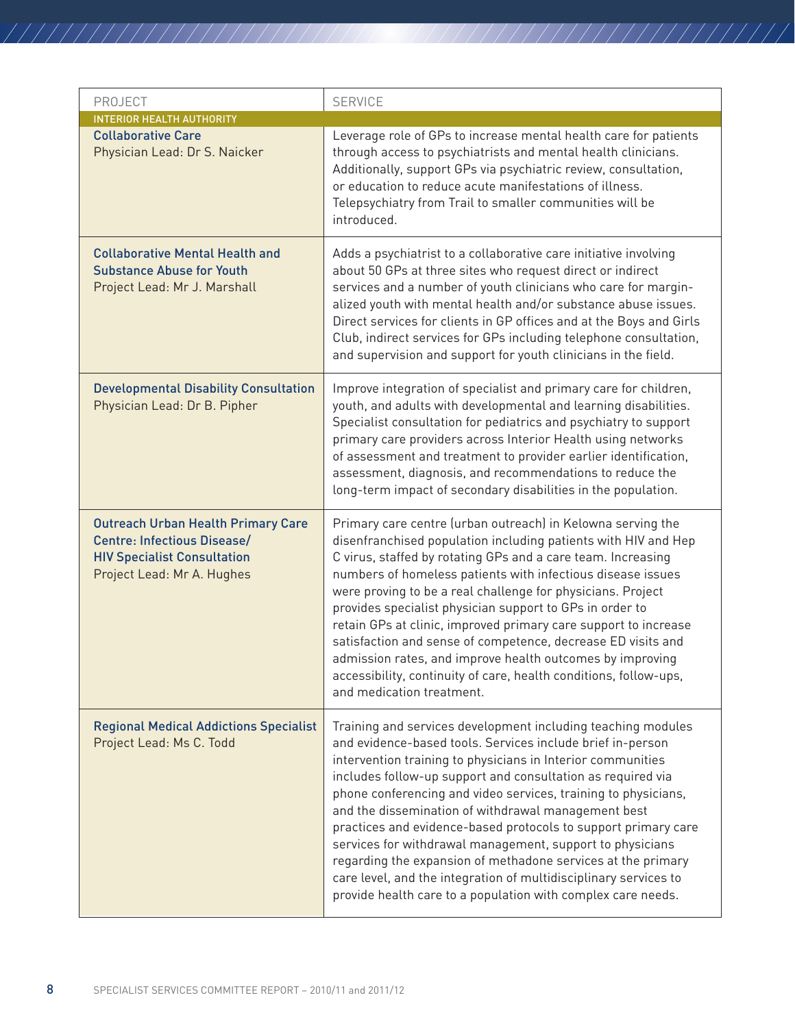| PROJECT | SERVICE |
|---|---|
| **INTERIOR HEALTH AUTHORITY** | |
| **Collaborative Care**<br>Physician Lead: Dr S. Naicker | Leverage role of GPs to increase mental health care for patients through access to psychiatrists and mental health clinicians. Additionally, support GPs via psychiatric review, consultation, or education to reduce acute manifestations of illness. Telepsychiatry from Trail to smaller communities will be introduced. |
| **Collaborative Mental Health and Substance Abuse for Youth**<br>Project Lead: Mr J. Marshall | Adds a psychiatrist to a collaborative care initiative involving about 50 GPs at three sites who request direct or indirect services and a number of youth clinicians who care for marginalized youth with mental health and/or substance abuse issues. Direct services for clients in GP offices and at the Boys and Girls Club, indirect services for GPs including telephone consultation, and supervision and support for youth clinicians in the field. |
| **Developmental Disability Consultation**<br>Physician Lead: Dr B. Pipher | Improve integration of specialist and primary care for children, youth, and adults with developmental and learning disabilities. Specialist consultation for pediatrics and psychiatry to support primary care providers across Interior Health using networks of assessment and treatment to provider earlier identification, assessment, diagnosis, and recommendations to reduce the long-term impact of secondary disabilities in the population. |
| **Outreach Urban Health Primary Care Centre: Infectious Disease/ HIV Specialist Consultation**<br>Project Lead: Mr A. Hughes | Primary care centre (urban outreach) in Kelowna serving the disenfranchised population including patients with HIV and Hep C virus, staffed by rotating GPs and a care team. Increasing numbers of homeless patients with infectious disease issues were proving to be a real challenge for physicians. Project provides specialist physician support to GPs in order to retain GPs at clinic, improved primary care support to increase satisfaction and sense of competence, decrease ED visits and admission rates, and improve health outcomes by improving accessibility, continuity of care, health conditions, follow-ups, and medication treatment. |
| **Regional Medical Addictions Specialist**<br>Project Lead: Ms C. Todd | Training and services development including teaching modules and evidence-based tools. Services include brief in-person intervention training to physicians in Interior communities includes follow-up support and consultation as required via phone conferencing and video services, training to physicians, and the dissemination of withdrawal management best practices and evidence-based protocols to support primary care services for withdrawal management, support to physicians regarding the expansion of methadone services at the primary care level, and the integration of multidisciplinary services to provide health care to a population with complex care needs. |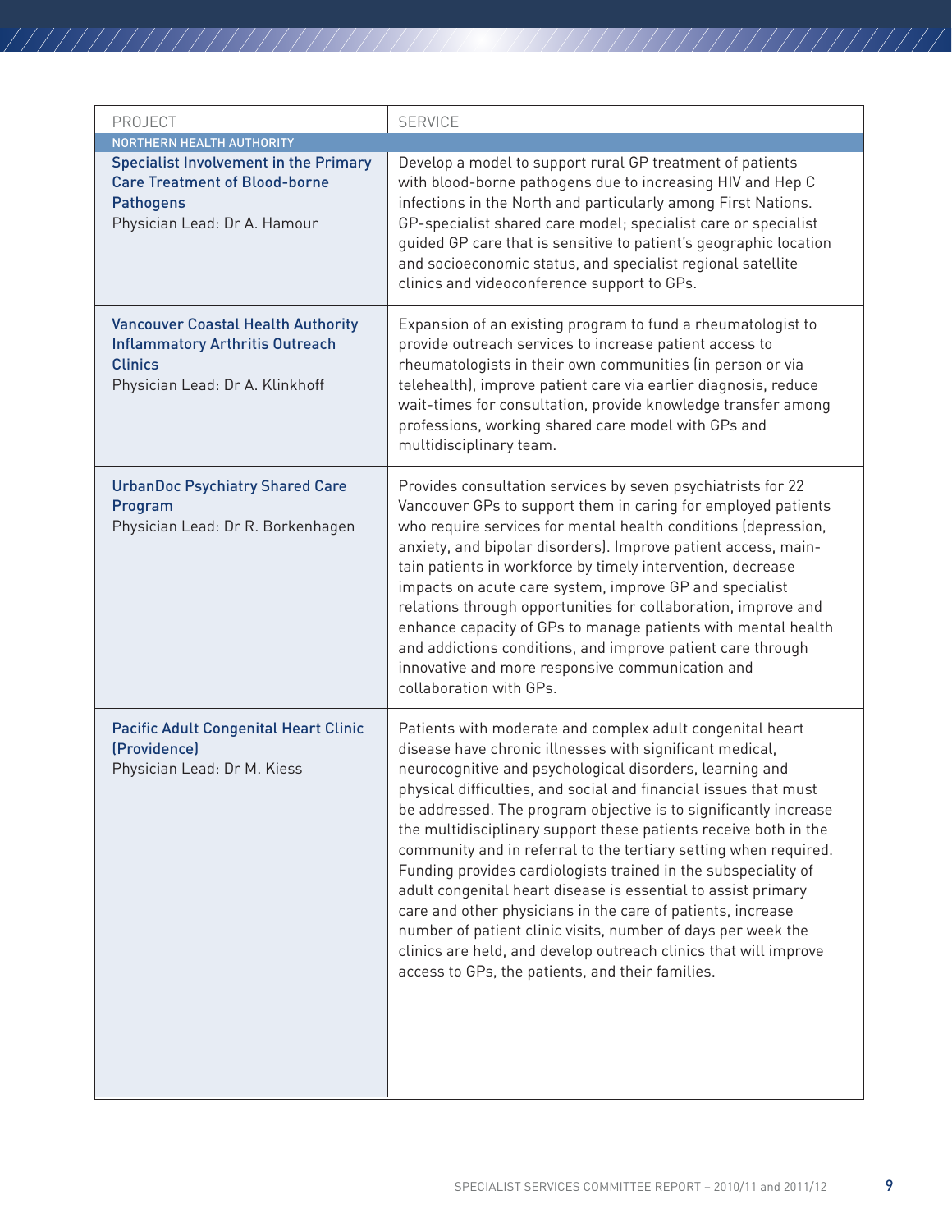| PROJECT | SERVICE |
|---|---|
| NORTHERN HEALTH AUTHORITY | |
| **Specialist Involvement in the Primary Care Treatment of Blood-borne Pathogens**<br>Physician Lead: Dr A. Hamour | Develop a model to support rural GP treatment of patients with blood-borne pathogens due to increasing HIV and Hep C infections in the North and particularly among First Nations. GP-specialist shared care model; specialist care or specialist guided GP care that is sensitive to patient's geographic location and socioeconomic status, and specialist regional satellite clinics and videoconference support to GPs. |
| **Vancouver Coastal Health Authority Inflammatory Arthritis Outreach Clinics**<br>Physician Lead: Dr A. Klinkhoff | Expansion of an existing program to fund a rheumatologist to provide outreach services to increase patient access to rheumatologists in their own communities (in person or via telehealth), improve patient care via earlier diagnosis, reduce wait-times for consultation, provide knowledge transfer among professions, working shared care model with GPs and multidisciplinary team. |
| **UrbanDoc Psychiatry Shared Care Program**<br>Physician Lead: Dr R. Borkenhagen | Provides consultation services by seven psychiatrists for 22 Vancouver GPs to support them in caring for employed patients who require services for mental health conditions (depression, anxiety, and bipolar disorders). Improve patient access, maintain patients in workforce by timely intervention, decrease impacts on acute care system, improve GP and specialist relations through opportunities for collaboration, improve and enhance capacity of GPs to manage patients with mental health and addictions conditions, and improve patient care through innovative and more responsive communication and collaboration with GPs. |
| **Pacific Adult Congenital Heart Clinic (Providence)**<br>Physician Lead: Dr M. Kiess | Patients with moderate and complex adult congenital heart disease have chronic illnesses with significant medical, neurocognitive and psychological disorders, learning and physical difficulties, and social and financial issues that must be addressed. The program objective is to significantly increase the multidisciplinary support these patients receive both in the community and in referral to the tertiary setting when required. Funding provides cardiologists trained in the subspeciality of adult congenital heart disease is essential to assist primary care and other physicians in the care of patients, increase number of patient clinic visits, number of days per week the clinics are held, and develop outreach clinics that will improve access to GPs, the patients, and their families. |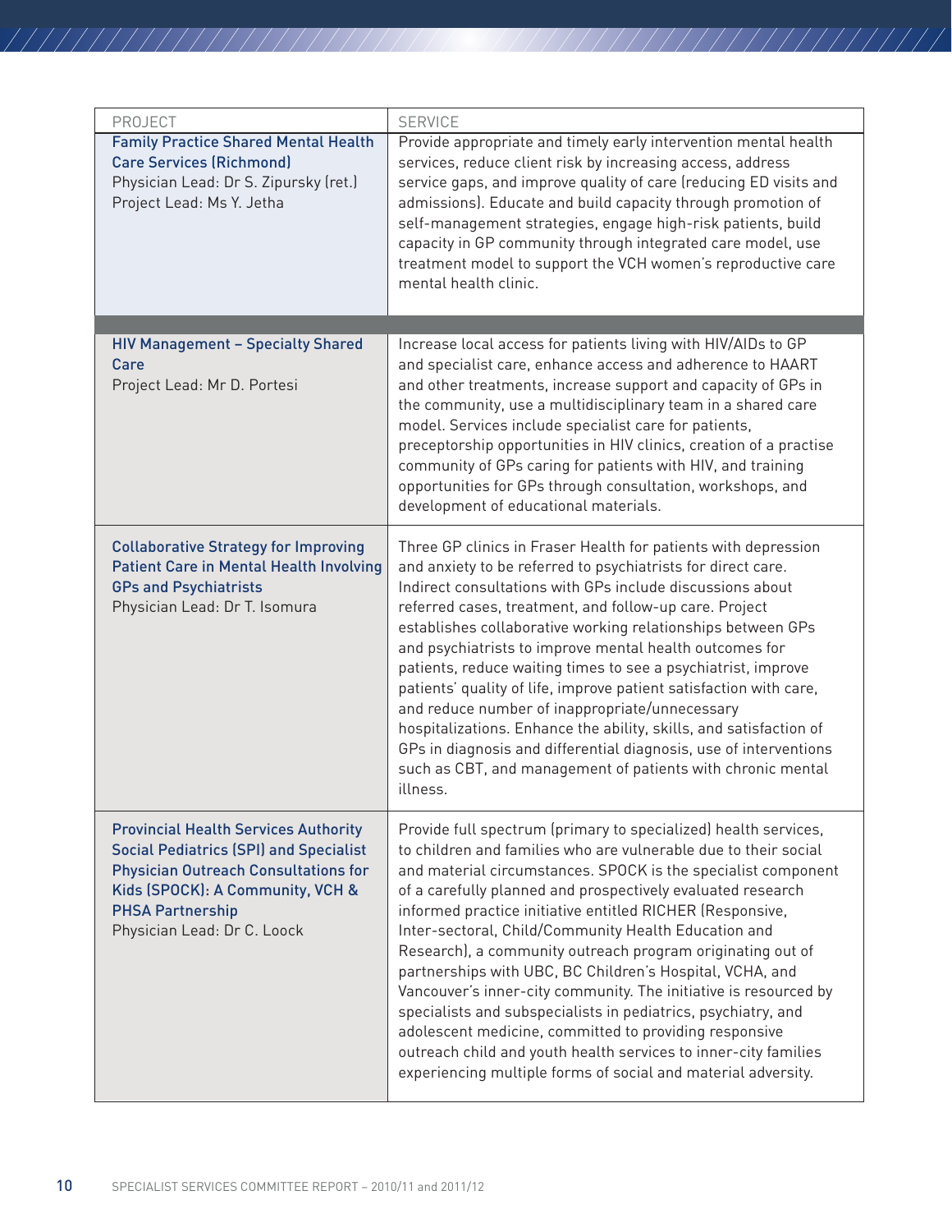| PROJECT | SERVICE |
|---|---|
| **Family Practice Shared Mental Health Care Services (Richmond)**<br>Physician Lead: Dr S. Zipursky (ret.)<br>Project Lead: Ms Y. Jetha | Provide appropriate and timely early intervention mental health services, reduce client risk by increasing access, address service gaps, and improve quality of care (reducing ED visits and admissions). Educate and build capacity through promotion of self-management strategies, engage high-risk patients, build capacity in GP community through integrated care model, use treatment model to support the VCH women's reproductive care mental health clinic. |
| **HIV Management – Specialty Shared Care**<br>Project Lead: Mr D. Portesi | Increase local access for patients living with HIV/AIDs to GP and specialist care, enhance access and adherence to HAART and other treatments, increase support and capacity of GPs in the community, use a multidisciplinary team in a shared care model. Services include specialist care for patients, preceptorship opportunities in HIV clinics, creation of a practise community of GPs caring for patients with HIV, and training opportunities for GPs through consultation, workshops, and development of educational materials. |
| **Collaborative Strategy for Improving Patient Care in Mental Health Involving GPs and Psychiatrists**<br>Physician Lead: Dr T. Isomura | Three GP clinics in Fraser Health for patients with depression and anxiety to be referred to psychiatrists for direct care. Indirect consultations with GPs include discussions about referred cases, treatment, and follow-up care. Project establishes collaborative working relationships between GPs and psychiatrists to improve mental health outcomes for patients, reduce waiting times to see a psychiatrist, improve patients' quality of life, improve patient satisfaction with care, and reduce number of inappropriate/unnecessary hospitalizations. Enhance the ability, skills, and satisfaction of GPs in diagnosis and differential diagnosis, use of interventions such as CBT, and management of patients with chronic mental illness. |
| **Provincial Health Services Authority Social Pediatrics (SPI) and Specialist Physician Outreach Consultations for Kids (SPOCK): A Community, VCH & PHSA Partnership**<br>Physician Lead: Dr C. Loock | Provide full spectrum (primary to specialized) health services, to children and families who are vulnerable due to their social and material circumstances. SPOCK is the specialist component of a carefully planned and prospectively evaluated research informed practice initiative entitled RICHER (Responsive, Inter-sectoral, Child/Community Health Education and Research), a community outreach program originating out of partnerships with UBC, BC Children's Hospital, VCHA, and Vancouver's inner-city community. The initiative is resourced by specialists and subspecialists in pediatrics, psychiatry, and adolescent medicine, committed to providing responsive outreach child and youth health services to inner-city families experiencing multiple forms of social and material adversity. |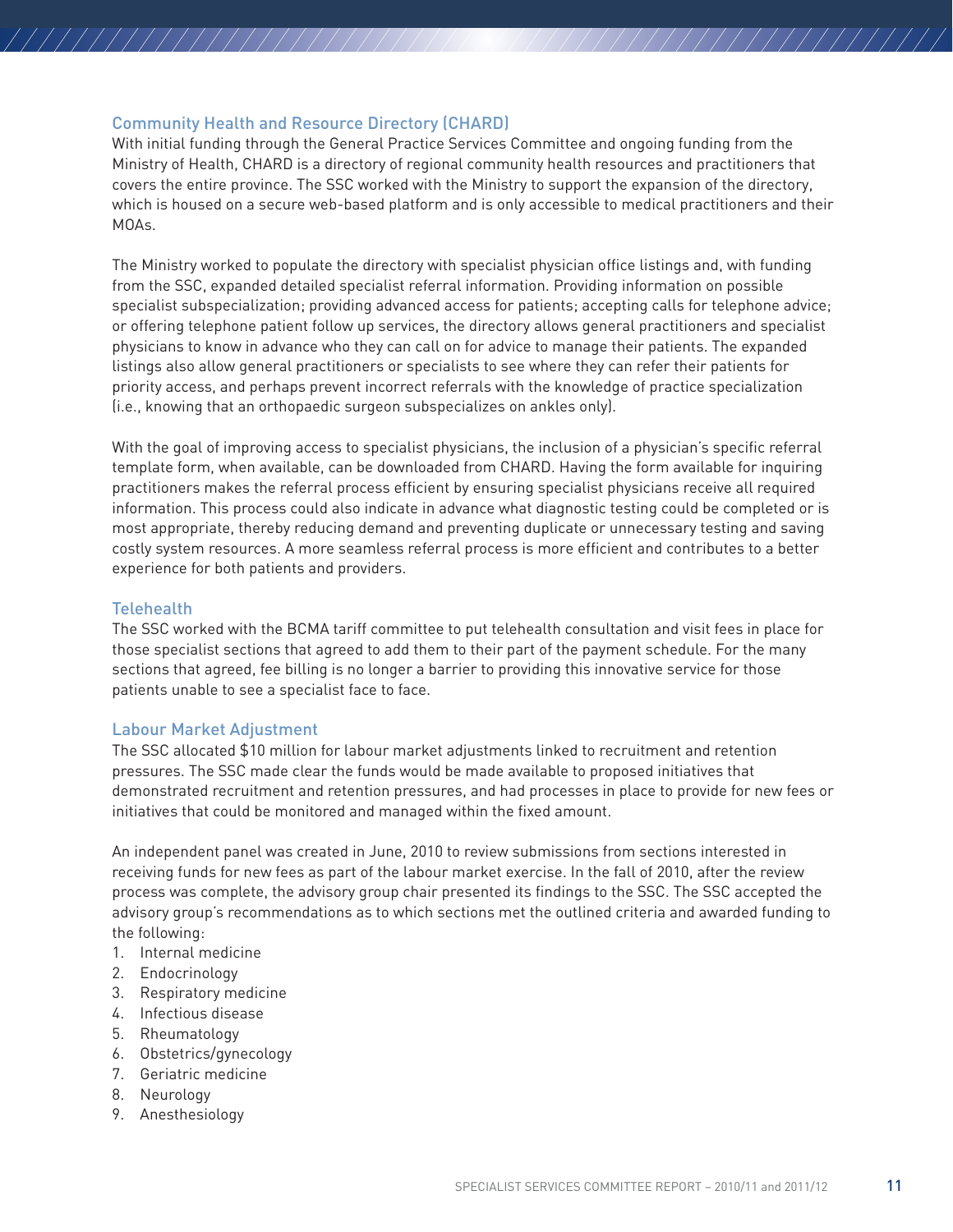### Community Health and Resource Directory (CHARD)

With initial funding through the General Practice Services Committee and ongoing funding from the Ministry of Health, CHARD is a directory of regional community health resources and practitioners that covers the entire province. The SSC worked with the Ministry to support the expansion of the directory, which is housed on a secure web-based platform and is only accessible to medical practitioners and their MOAs.

The Ministry worked to populate the directory with specialist physician office listings and, with funding from the SSC, expanded detailed specialist referral information. Providing information on possible specialist subspecialization; providing advanced access for patients; accepting calls for telephone advice; or offering telephone patient follow up services, the directory allows general practitioners and specialist physicians to know in advance who they can call on for advice to manage their patients. The expanded listings also allow general practitioners or specialists to see where they can refer their patients for priority access, and perhaps prevent incorrect referrals with the knowledge of practice specialization (i.e., knowing that an orthopaedic surgeon subspecializes on ankles only).

With the goal of improving access to specialist physicians, the inclusion of a physician's specific referral template form, when available, can be downloaded from CHARD. Having the form available for inquiring practitioners makes the referral process efficient by ensuring specialist physicians receive all required information. This process could also indicate in advance what diagnostic testing could be completed or is most appropriate, thereby reducing demand and preventing duplicate or unnecessary testing and saving costly system resources. A more seamless referral process is more efficient and contributes to a better experience for both patients and providers.

### Telehealth

The SSC worked with the BCMA tariff committee to put telehealth consultation and visit fees in place for those specialist sections that agreed to add them to their part of the payment schedule. For the many sections that agreed, fee billing is no longer a barrier to providing this innovative service for those patients unable to see a specialist face to face.

### Labour Market Adjustment

The SSC allocated $10 million for labour market adjustments linked to recruitment and retention pressures. The SSC made clear the funds would be made available to proposed initiatives that demonstrated recruitment and retention pressures, and had processes in place to provide for new fees or initiatives that could be monitored and managed within the fixed amount.

An independent panel was created in June, 2010 to review submissions from sections interested in receiving funds for new fees as part of the labour market exercise. In the fall of 2010, after the review process was complete, the advisory group chair presented its findings to the SSC. The SSC accepted the advisory group's recommendations as to which sections met the outlined criteria and awarded funding to the following:

1. Internal medicine
2. Endocrinology
3. Respiratory medicine
4. Infectious disease
5. Rheumatology
6. Obstetrics/gynecology
7. Geriatric medicine
8. Neurology
9. Anesthesiology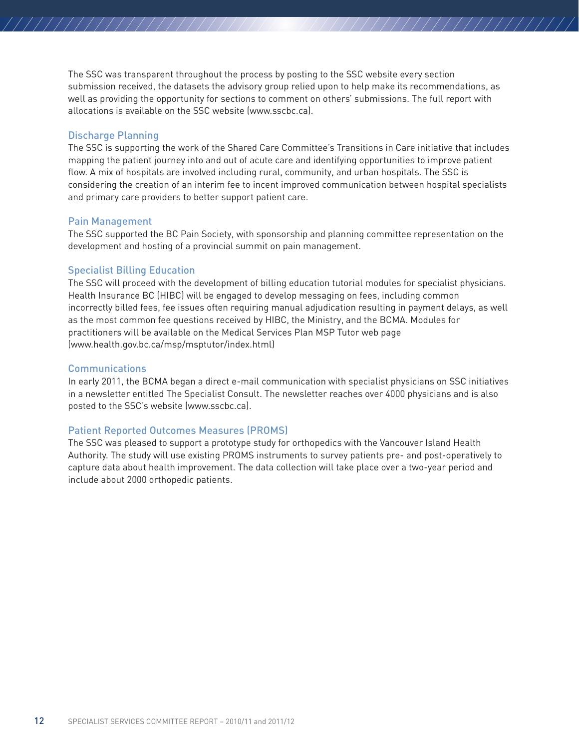The SSC was transparent throughout the process by posting to the SSC website every section submission received, the datasets the advisory group relied upon to help make its recommendations, as well as providing the opportunity for sections to comment on others' submissions. The full report with allocations is available on the SSC website (www.sscbc.ca).

### Discharge Planning

The SSC is supporting the work of the Shared Care Committee's Transitions in Care initiative that includes mapping the patient journey into and out of acute care and identifying opportunities to improve patient flow. A mix of hospitals are involved including rural, community, and urban hospitals. The SSC is considering the creation of an interim fee to incent improved communication between hospital specialists and primary care providers to better support patient care.

### Pain Management

The SSC supported the BC Pain Society, with sponsorship and planning committee representation on the development and hosting of a provincial summit on pain management.

### Specialist Billing Education

The SSC will proceed with the development of billing education tutorial modules for specialist physicians. Health Insurance BC (HIBC) will be engaged to develop messaging on fees, including common incorrectly billed fees, fee issues often requiring manual adjudication resulting in payment delays, as well as the most common fee questions received by HIBC, the Ministry, and the BCMA. Modules for practitioners will be available on the Medical Services Plan MSP Tutor web page (www.health.gov.bc.ca/msp/msptutor/index.html)

### Communications

In early 2011, the BCMA began a direct e-mail communication with specialist physicians on SSC initiatives in a newsletter entitled The Specialist Consult. The newsletter reaches over 4000 physicians and is also posted to the SSC's website (www.sscbc.ca).

### Patient Reported Outcomes Measures (PROMS)

The SSC was pleased to support a prototype study for orthopedics with the Vancouver Island Health Authority. The study will use existing PROMS instruments to survey patients pre- and post-operatively to capture data about health improvement. The data collection will take place over a two-year period and include about 2000 orthopedic patients.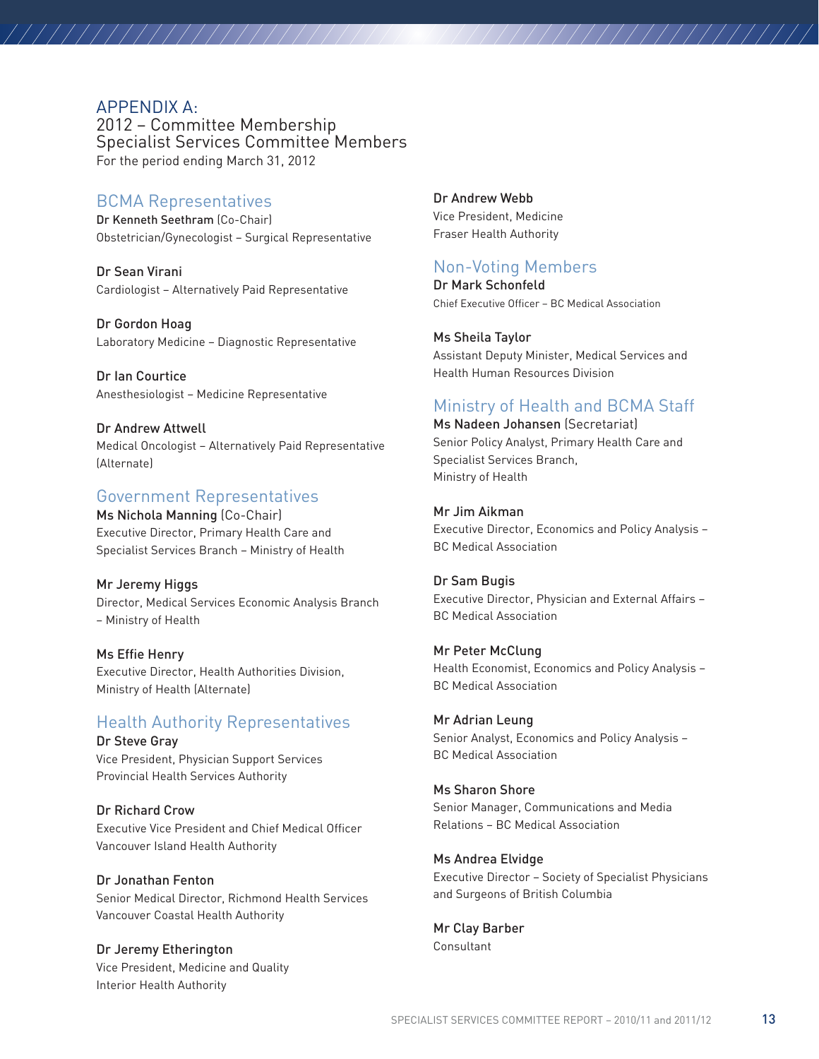# APPENDIX A:
## 2012 – Committee Membership
## Specialist Services Committee Members

For the period ending March 31, 2012

### BCMA Representatives

**Dr Kenneth Seethram** (Co-Chair)
Obstetrician/Gynecologist – Surgical Representative

**Dr Sean Virani**
Cardiologist – Alternatively Paid Representative

**Dr Gordon Hoag**
Laboratory Medicine – Diagnostic Representative

**Dr Ian Courtice**
Anesthesiologist – Medicine Representative

**Dr Andrew Attwell**
Medical Oncologist – Alternatively Paid Representative (Alternate)

### Government Representatives

**Ms Nichola Manning** (Co-Chair)
Executive Director, Primary Health Care and Specialist Services Branch – Ministry of Health

**Mr Jeremy Higgs**
Director, Medical Services Economic Analysis Branch – Ministry of Health

**Ms Effie Henry**
Executive Director, Health Authorities Division, Ministry of Health (Alternate)

### Health Authority Representatives

**Dr Steve Gray**
Vice President, Physician Support Services
Provincial Health Services Authority

**Dr Richard Crow**
Executive Vice President and Chief Medical Officer
Vancouver Island Health Authority

**Dr Jonathan Fenton**
Senior Medical Director, Richmond Health Services
Vancouver Coastal Health Authority

**Dr Jeremy Etherington**
Vice President, Medicine and Quality
Interior Health Authority

**Dr Andrew Webb**
Vice President, Medicine
Fraser Health Authority

### Non-Voting Members

**Dr Mark Schonfeld**
Chief Executive Officer – BC Medical Association

**Ms Sheila Taylor**
Assistant Deputy Minister, Medical Services and Health Human Resources Division

### Ministry of Health and BCMA Staff

**Ms Nadeen Johansen** (Secretariat)
Senior Policy Analyst, Primary Health Care and Specialist Services Branch,
Ministry of Health

**Mr Jim Aikman**
Executive Director, Economics and Policy Analysis – BC Medical Association

**Dr Sam Bugis**
Executive Director, Physician and External Affairs – BC Medical Association

**Mr Peter McClung**
Health Economist, Economics and Policy Analysis – BC Medical Association

**Mr Adrian Leung**
Senior Analyst, Economics and Policy Analysis – BC Medical Association

**Ms Sharon Shore**
Senior Manager, Communications and Media Relations – BC Medical Association

**Ms Andrea Elvidge**
Executive Director – Society of Specialist Physicians and Surgeons of British Columbia

**Mr Clay Barber**
Consultant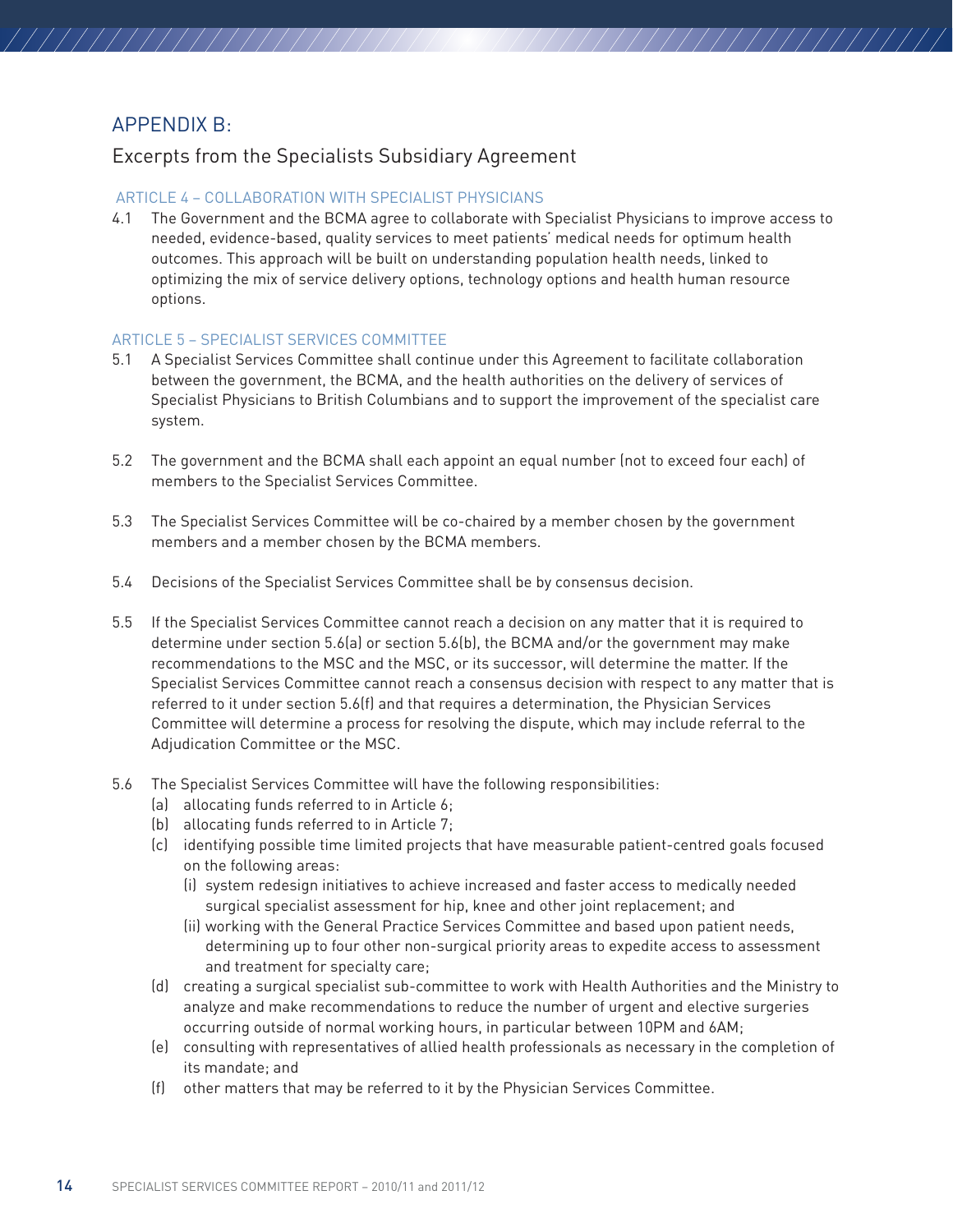## APPENDIX B:

### Excerpts from the Specialists Subsidiary Agreement

#### ARTICLE 4 – COLLABORATION WITH SPECIALIST PHYSICIANS

4.1 The Government and the BCMA agree to collaborate with Specialist Physicians to improve access to needed, evidence-based, quality services to meet patients' medical needs for optimum health outcomes. This approach will be built on understanding population health needs, linked to optimizing the mix of service delivery options, technology options and health human resource options.

#### ARTICLE 5 – SPECIALIST SERVICES COMMITTEE

5.1 A Specialist Services Committee shall continue under this Agreement to facilitate collaboration between the government, the BCMA, and the health authorities on the delivery of services of Specialist Physicians to British Columbians and to support the improvement of the specialist care system.

5.2 The government and the BCMA shall each appoint an equal number (not to exceed four each) of members to the Specialist Services Committee.

5.3 The Specialist Services Committee will be co-chaired by a member chosen by the government members and a member chosen by the BCMA members.

5.4 Decisions of the Specialist Services Committee shall be by consensus decision.

5.5 If the Specialist Services Committee cannot reach a decision on any matter that it is required to determine under section 5.6(a) or section 5.6(b), the BCMA and/or the government may make recommendations to the MSC and the MSC, or its successor, will determine the matter. If the Specialist Services Committee cannot reach a consensus decision with respect to any matter that is referred to it under section 5.6(f) and that requires a determination, the Physician Services Committee will determine a process for resolving the dispute, which may include referral to the Adjudication Committee or the MSC.

5.6 The Specialist Services Committee will have the following responsibilities:
- (a) allocating funds referred to in Article 6;
- (b) allocating funds referred to in Article 7;
- (c) identifying possible time limited projects that have measurable patient-centred goals focused on the following areas:
  - (i) system redesign initiatives to achieve increased and faster access to medically needed surgical specialist assessment for hip, knee and other joint replacement; and
  - (ii) working with the General Practice Services Committee and based upon patient needs, determining up to four other non-surgical priority areas to expedite access to assessment and treatment for specialty care;
- (d) creating a surgical specialist sub-committee to work with Health Authorities and the Ministry to analyze and make recommendations to reduce the number of urgent and elective surgeries occurring outside of normal working hours, in particular between 10PM and 6AM;
- (e) consulting with representatives of allied health professionals as necessary in the completion of its mandate; and
- (f) other matters that may be referred to it by the Physician Services Committee.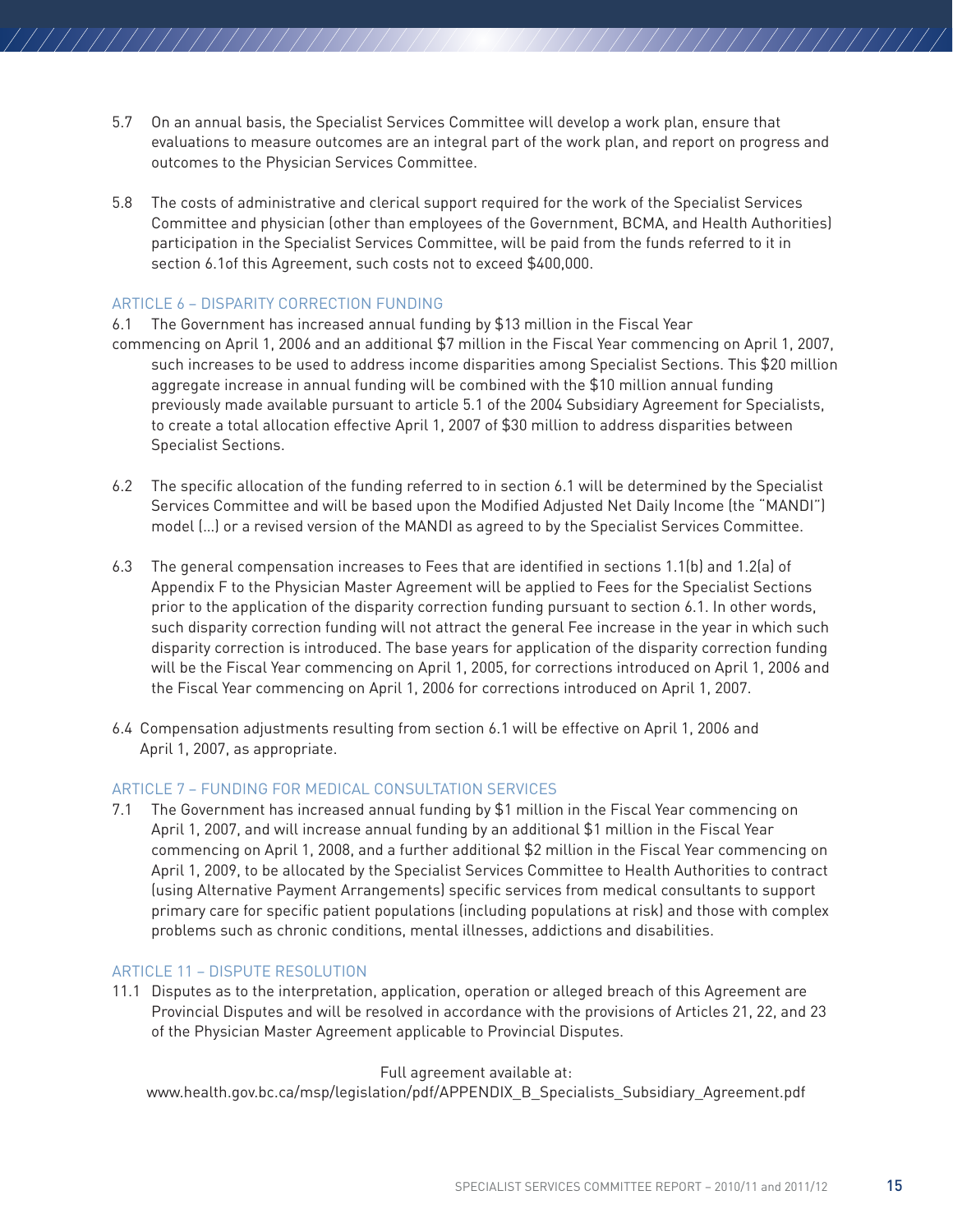5.7 On an annual basis, the Specialist Services Committee will develop a work plan, ensure that evaluations to measure outcomes are an integral part of the work plan, and report on progress and outcomes to the Physician Services Committee.

5.8 The costs of administrative and clerical support required for the work of the Specialist Services Committee and physician (other than employees of the Government, BCMA, and Health Authorities) participation in the Specialist Services Committee, will be paid from the funds referred to it in section 6.1of this Agreement, such costs not to exceed $400,000.

### ARTICLE 6 – DISPARITY CORRECTION FUNDING

6.1 The Government has increased annual funding by $13 million in the Fiscal Year commencing on April 1, 2006 and an additional $7 million in the Fiscal Year commencing on April 1, 2007, such increases to be used to address income disparities among Specialist Sections. This $20 million aggregate increase in annual funding will be combined with the $10 million annual funding previously made available pursuant to article 5.1 of the 2004 Subsidiary Agreement for Specialists, to create a total allocation effective April 1, 2007 of $30 million to address disparities between Specialist Sections.

6.2 The specific allocation of the funding referred to in section 6.1 will be determined by the Specialist Services Committee and will be based upon the Modified Adjusted Net Daily Income (the "MANDI") model (...) or a revised version of the MANDI as agreed to by the Specialist Services Committee.

6.3 The general compensation increases to Fees that are identified in sections 1.1(b) and 1.2(a) of Appendix F to the Physician Master Agreement will be applied to Fees for the Specialist Sections prior to the application of the disparity correction funding pursuant to section 6.1. In other words, such disparity correction funding will not attract the general Fee increase in the year in which such disparity correction is introduced. The base years for application of the disparity correction funding will be the Fiscal Year commencing on April 1, 2005, for corrections introduced on April 1, 2006 and the Fiscal Year commencing on April 1, 2006 for corrections introduced on April 1, 2007.

6.4 Compensation adjustments resulting from section 6.1 will be effective on April 1, 2006 and April 1, 2007, as appropriate.

### ARTICLE 7 – FUNDING FOR MEDICAL CONSULTATION SERVICES

7.1 The Government has increased annual funding by $1 million in the Fiscal Year commencing on April 1, 2007, and will increase annual funding by an additional $1 million in the Fiscal Year commencing on April 1, 2008, and a further additional $2 million in the Fiscal Year commencing on April 1, 2009, to be allocated by the Specialist Services Committee to Health Authorities to contract (using Alternative Payment Arrangements) specific services from medical consultants to support primary care for specific patient populations (including populations at risk) and those with complex problems such as chronic conditions, mental illnesses, addictions and disabilities.

### ARTICLE 11 – DISPUTE RESOLUTION

11.1 Disputes as to the interpretation, application, operation or alleged breach of this Agreement are Provincial Disputes and will be resolved in accordance with the provisions of Articles 21, 22, and 23 of the Physician Master Agreement applicable to Provincial Disputes.

Full agreement available at:
www.health.gov.bc.ca/msp/legislation/pdf/APPENDIX_B_Specialists_Subsidiary_Agreement.pdf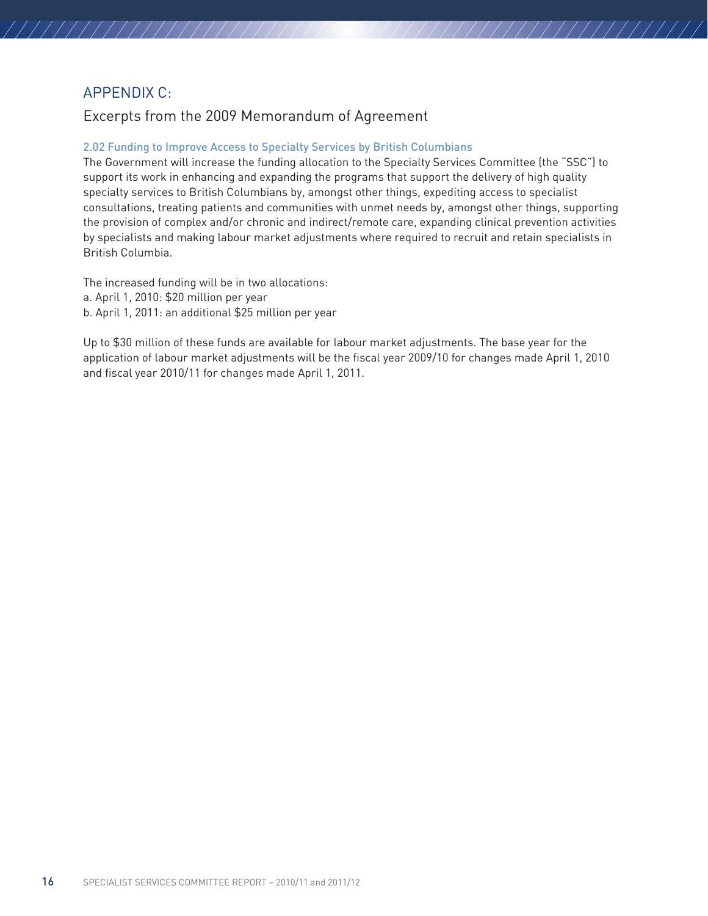# APPENDIX C:

## Excerpts from the 2009 Memorandum of Agreement

### 2.02 Funding to Improve Access to Specialty Services by British Columbians

The Government will increase the funding allocation to the Specialty Services Committee (the "SSC") to support its work in enhancing and expanding the programs that support the delivery of high quality specialty services to British Columbians by, amongst other things, expediting access to specialist consultations, treating patients and communities with unmet needs by, amongst other things, supporting the provision of complex and/or chronic and indirect/remote care, expanding clinical prevention activities by specialists and making labour market adjustments where required to recruit and retain specialists in British Columbia.

The increased funding will be in two allocations:

a. April 1, 2010: $20 million per year
b. April 1, 2011: an additional $25 million per year

Up to $30 million of these funds are available for labour market adjustments. The base year for the application of labour market adjustments will be the fiscal year 2009/10 for changes made April 1, 2010 and fiscal year 2010/11 for changes made April 1, 2011.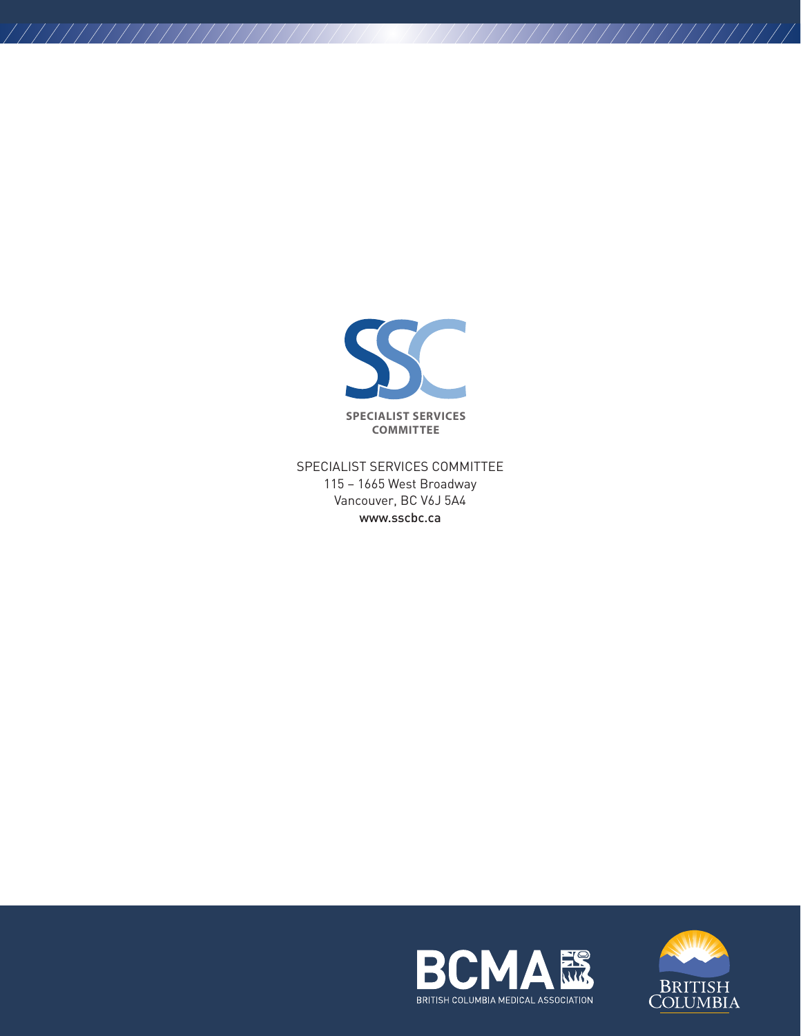SPECIALIST SERVICES COMMITTEE

SPECIALIST SERVICES COMMITTEE
115 – 1665 West Broadway
Vancouver, BC V6J 5A4
www.sscbc.ca

BCMA
BRITISH COLUMBIA MEDICAL ASSOCIATION

BRITISH COLUMBIA